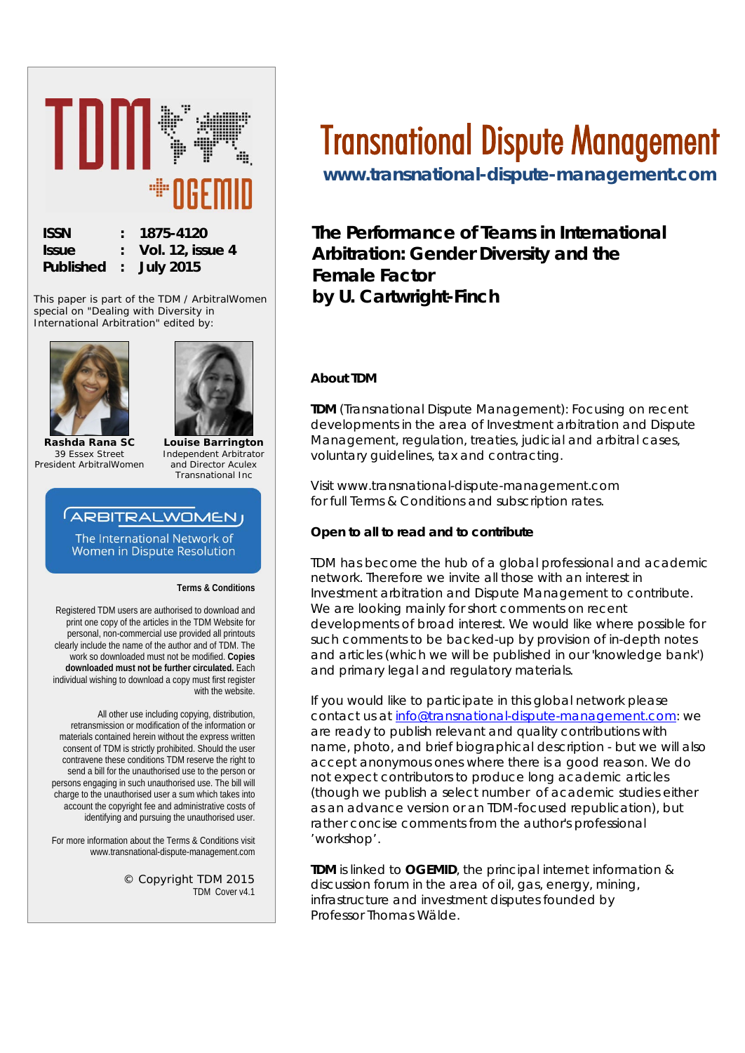# Transnational Dispute Management

**www.transnational-dispute-management.com**

**ISSN : 1875-4120**
**Issue : Vol. 12, issue 4**
**Published : July 2015**

This paper is part of the TDM / ArbitralWomen special on "Dealing with Diversity in International Arbitration" edited by:

**Rashda Rana SC**
39 Essex Street
President ArbitralWomen

**Louise Barrington**
Independent Arbitrator
and Director Aculex
Transnational Inc

ARBITRALWOMEN
The International Network of Women in Dispute Resolution

## The Performance of Teams in International Arbitration: Gender Diversity and the Female Factor
## by U. Cartwright-Finch

### About TDM

**TDM** (Transnational Dispute Management): Focusing on recent developments in the area of Investment arbitration and Dispute Management, regulation, treaties, judicial and arbitral cases, voluntary guidelines, tax and contracting.

Visit www.transnational-dispute-management.com for full Terms & Conditions and subscription rates.

### Open to all to read and to contribute

TDM has become the hub of a global professional and academic network. Therefore we invite all those with an interest in Investment arbitration and Dispute Management to contribute. We are looking mainly for short comments on recent developments of broad interest. We would like where possible for such comments to be backed-up by provision of in-depth notes and articles (which we will be published in our 'knowledge bank') and primary legal and regulatory materials.

If you would like to participate in this global network please contact us at info@transnational-dispute-management.com: we are ready to publish relevant and quality contributions with name, photo, and brief biographical description - but we will also accept anonymous ones where there is a good reason. We do not expect contributors to produce long academic articles (though we publish a select number of academic studies either as an advance version or an TDM-focused republication), but rather concise comments from the author's professional 'workshop'.

**TDM** is linked to **OGEMID**, the principal internet information & discussion forum in the area of oil, gas, energy, mining, infrastructure and investment disputes founded by Professor Thomas Wälde.

**Terms & Conditions**

Registered TDM users are authorised to download and print one copy of the articles in the TDM Website for personal, non-commercial use provided all printouts clearly include the name of the author and of TDM. The work so downloaded must not be modified. **Copies downloaded must not be further circulated.** Each individual wishing to download a copy must first register with the website.

All other use including copying, distribution, retransmission or modification of the information or materials contained herein without the express written consent of TDM is strictly prohibited. Should the user contravene these conditions TDM reserve the right to send a bill for the unauthorised use to the person or persons engaging in such unauthorised use. The bill will charge to the unauthorised user a sum which takes into account the copyright fee and administrative costs of identifying and pursuing the unauthorised user.

For more information about the Terms & Conditions visit www.transnational-dispute-management.com

© Copyright TDM 2015
TDM Cover v4.1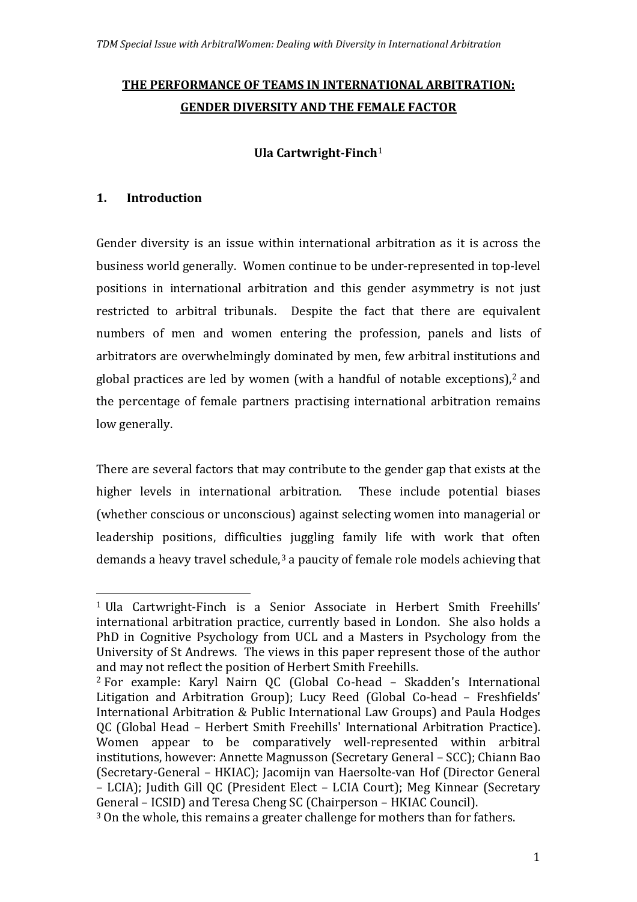# THE PERFORMANCE OF TEAMS IN INTERNATIONAL ARBITRATION: GENDER DIVERSITY AND THE FEMALE FACTOR

**Ula Cartwright-Finch**[1]

## 1. Introduction

Gender diversity is an issue within international arbitration as it is across the business world generally. Women continue to be under-represented in top-level positions in international arbitration and this gender asymmetry is not just restricted to arbitral tribunals. Despite the fact that there are equivalent numbers of men and women entering the profession, panels and lists of arbitrators are overwhelmingly dominated by men, few arbitral institutions and global practices are led by women (with a handful of notable exceptions),[2] and the percentage of female partners practising international arbitration remains low generally.

There are several factors that may contribute to the gender gap that exists at the higher levels in international arbitration. These include potential biases (whether conscious or unconscious) against selecting women into managerial or leadership positions, difficulties juggling family life with work that often demands a heavy travel schedule,[3] a paucity of female role models achieving that

---

[1] Ula Cartwright-Finch is a Senior Associate in Herbert Smith Freehills' international arbitration practice, currently based in London. She also holds a PhD in Cognitive Psychology from UCL and a Masters in Psychology from the University of St Andrews. The views in this paper represent those of the author and may not reflect the position of Herbert Smith Freehills.

[2] For example: Karyl Nairn QC (Global Co-head – Skadden's International Litigation and Arbitration Group); Lucy Reed (Global Co-head – Freshfields' International Arbitration & Public International Law Groups) and Paula Hodges QC (Global Head – Herbert Smith Freehills' International Arbitration Practice). Women appear to be comparatively well-represented within arbitral institutions, however: Annette Magnusson (Secretary General – SCC); Chiann Bao (Secretary-General – HKIAC); Jacomijn van Haersolte-van Hof (Director General – LCIA); Judith Gill QC (President Elect – LCIA Court); Meg Kinnear (Secretary General – ICSID) and Teresa Cheng SC (Chairperson – HKIAC Council).

[3] On the whole, this remains a greater challenge for mothers than for fathers.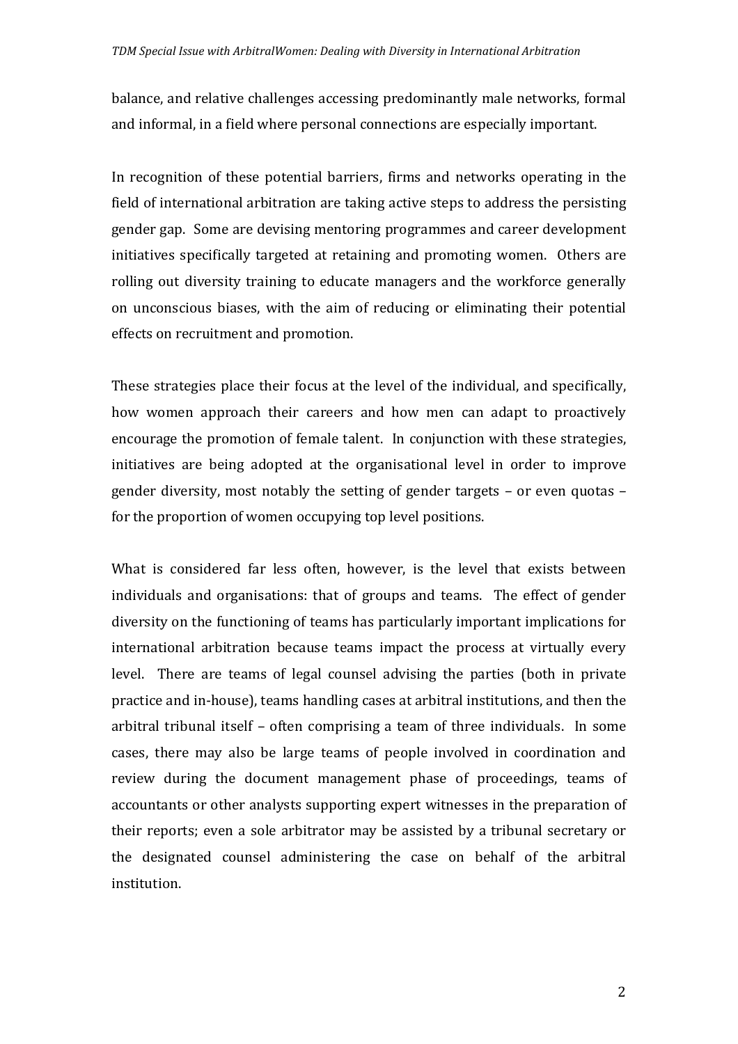balance, and relative challenges accessing predominantly male networks, formal and informal, in a field where personal connections are especially important.

In recognition of these potential barriers, firms and networks operating in the field of international arbitration are taking active steps to address the persisting gender gap. Some are devising mentoring programmes and career development initiatives specifically targeted at retaining and promoting women. Others are rolling out diversity training to educate managers and the workforce generally on unconscious biases, with the aim of reducing or eliminating their potential effects on recruitment and promotion.

These strategies place their focus at the level of the individual, and specifically, how women approach their careers and how men can adapt to proactively encourage the promotion of female talent. In conjunction with these strategies, initiatives are being adopted at the organisational level in order to improve gender diversity, most notably the setting of gender targets – or even quotas – for the proportion of women occupying top level positions.

What is considered far less often, however, is the level that exists between individuals and organisations: that of groups and teams. The effect of gender diversity on the functioning of teams has particularly important implications for international arbitration because teams impact the process at virtually every level. There are teams of legal counsel advising the parties (both in private practice and in-house), teams handling cases at arbitral institutions, and then the arbitral tribunal itself – often comprising a team of three individuals. In some cases, there may also be large teams of people involved in coordination and review during the document management phase of proceedings, teams of accountants or other analysts supporting expert witnesses in the preparation of their reports; even a sole arbitrator may be assisted by a tribunal secretary or the designated counsel administering the case on behalf of the arbitral institution.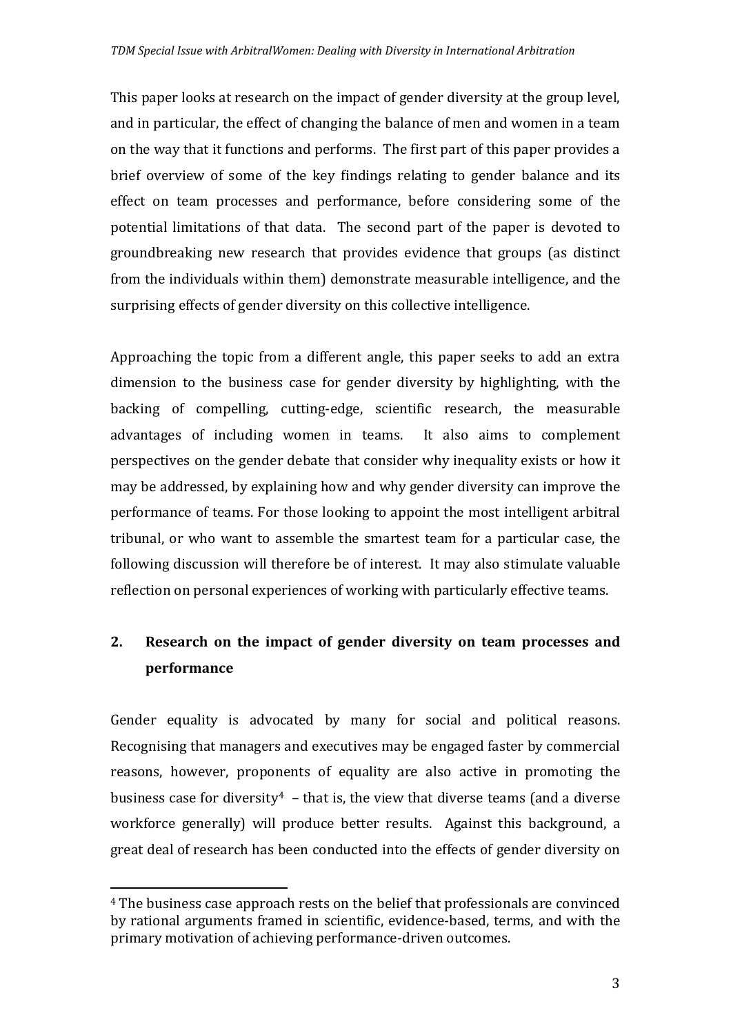This paper looks at research on the impact of gender diversity at the group level, and in particular, the effect of changing the balance of men and women in a team on the way that it functions and performs. The first part of this paper provides a brief overview of some of the key findings relating to gender balance and its effect on team processes and performance, before considering some of the potential limitations of that data. The second part of the paper is devoted to groundbreaking new research that provides evidence that groups (as distinct from the individuals within them) demonstrate measurable intelligence, and the surprising effects of gender diversity on this collective intelligence.

Approaching the topic from a different angle, this paper seeks to add an extra dimension to the business case for gender diversity by highlighting, with the backing of compelling, cutting-edge, scientific research, the measurable advantages of including women in teams. It also aims to complement perspectives on the gender debate that consider why inequality exists or how it may be addressed, by explaining how and why gender diversity can improve the performance of teams. For those looking to appoint the most intelligent arbitral tribunal, or who want to assemble the smartest team for a particular case, the following discussion will therefore be of interest. It may also stimulate valuable reflection on personal experiences of working with particularly effective teams.

## 2. Research on the impact of gender diversity on team processes and performance

Gender equality is advocated by many for social and political reasons. Recognising that managers and executives may be engaged faster by commercial reasons, however, proponents of equality are also active in promoting the business case for diversity[4] – that is, the view that diverse teams (and a diverse workforce generally) will produce better results. Against this background, a great deal of research has been conducted into the effects of gender diversity on

[4] The business case approach rests on the belief that professionals are convinced by rational arguments framed in scientific, evidence-based, terms, and with the primary motivation of achieving performance-driven outcomes.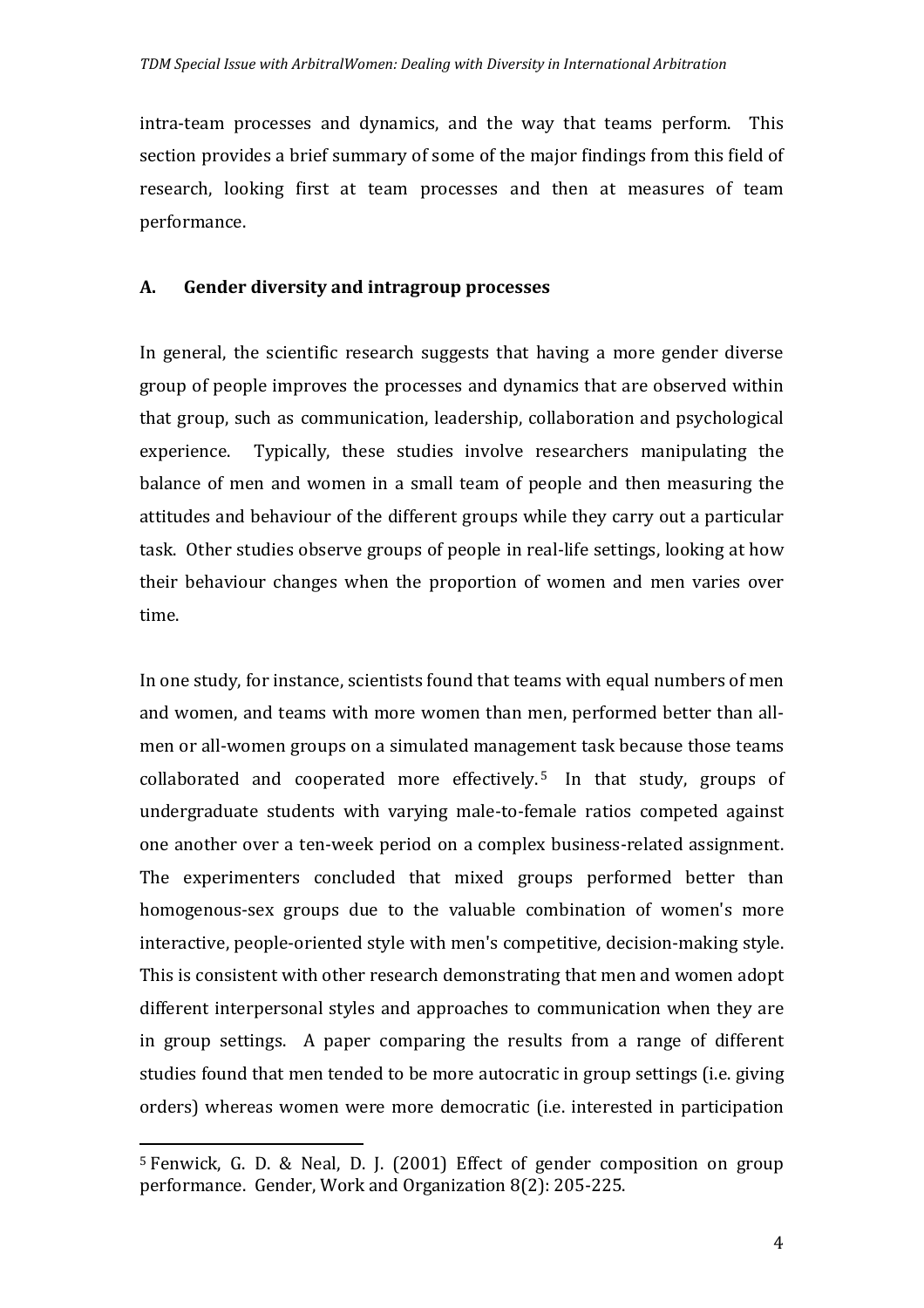intra-team processes and dynamics, and the way that teams perform. This section provides a brief summary of some of the major findings from this field of research, looking first at team processes and then at measures of team performance.

### A. Gender diversity and intragroup processes

In general, the scientific research suggests that having a more gender diverse group of people improves the processes and dynamics that are observed within that group, such as communication, leadership, collaboration and psychological experience. Typically, these studies involve researchers manipulating the balance of men and women in a small team of people and then measuring the attitudes and behaviour of the different groups while they carry out a particular task. Other studies observe groups of people in real-life settings, looking at how their behaviour changes when the proportion of women and men varies over time.

In one study, for instance, scientists found that teams with equal numbers of men and women, and teams with more women than men, performed better than all-men or all-women groups on a simulated management task because those teams collaborated and cooperated more effectively.[5] In that study, groups of undergraduate students with varying male-to-female ratios competed against one another over a ten-week period on a complex business-related assignment. The experimenters concluded that mixed groups performed better than homogenous-sex groups due to the valuable combination of women's more interactive, people-oriented style with men's competitive, decision-making style. This is consistent with other research demonstrating that men and women adopt different interpersonal styles and approaches to communication when they are in group settings. A paper comparing the results from a range of different studies found that men tended to be more autocratic in group settings (i.e. giving orders) whereas women were more democratic (i.e. interested in participation

---

[5] Fenwick, G. D. & Neal, D. J. (2001) Effect of gender composition on group performance. Gender, Work and Organization 8(2): 205-225.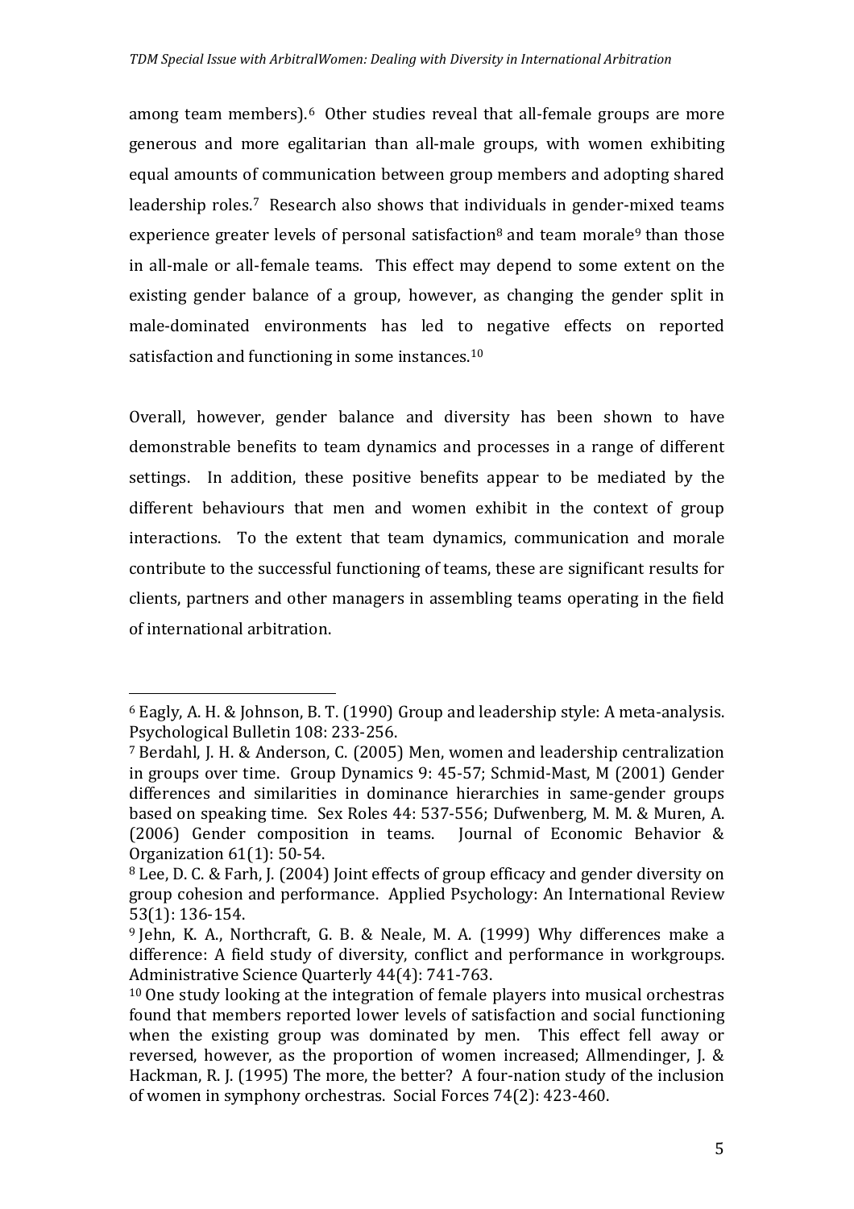among team members).[6] Other studies reveal that all-female groups are more generous and more egalitarian than all-male groups, with women exhibiting equal amounts of communication between group members and adopting shared leadership roles.[7] Research also shows that individuals in gender-mixed teams experience greater levels of personal satisfaction[8] and team morale[9] than those in all-male or all-female teams. This effect may depend to some extent on the existing gender balance of a group, however, as changing the gender split in male-dominated environments has led to negative effects on reported satisfaction and functioning in some instances.[10]

Overall, however, gender balance and diversity has been shown to have demonstrable benefits to team dynamics and processes in a range of different settings. In addition, these positive benefits appear to be mediated by the different behaviours that men and women exhibit in the context of group interactions. To the extent that team dynamics, communication and morale contribute to the successful functioning of teams, these are significant results for clients, partners and other managers in assembling teams operating in the field of international arbitration.

---

[6] Eagly, A. H. & Johnson, B. T. (1990) Group and leadership style: A meta-analysis. Psychological Bulletin 108: 233-256.

[7] Berdahl, J. H. & Anderson, C. (2005) Men, women and leadership centralization in groups over time. Group Dynamics 9: 45-57; Schmid-Mast, M (2001) Gender differences and similarities in dominance hierarchies in same-gender groups based on speaking time. Sex Roles 44: 537-556; Dufwenberg, M. M. & Muren, A. (2006) Gender composition in teams. Journal of Economic Behavior & Organization 61(1): 50-54.

[8] Lee, D. C. & Farh, J. (2004) Joint effects of group efficacy and gender diversity on group cohesion and performance. Applied Psychology: An International Review 53(1): 136-154.

[9] Jehn, K. A., Northcraft, G. B. & Neale, M. A. (1999) Why differences make a difference: A field study of diversity, conflict and performance in workgroups. Administrative Science Quarterly 44(4): 741-763.

[10] One study looking at the integration of female players into musical orchestras found that members reported lower levels of satisfaction and social functioning when the existing group was dominated by men. This effect fell away or reversed, however, as the proportion of women increased; Allmendinger, J. & Hackman, R. J. (1995) The more, the better? A four-nation study of the inclusion of women in symphony orchestras. Social Forces 74(2): 423-460.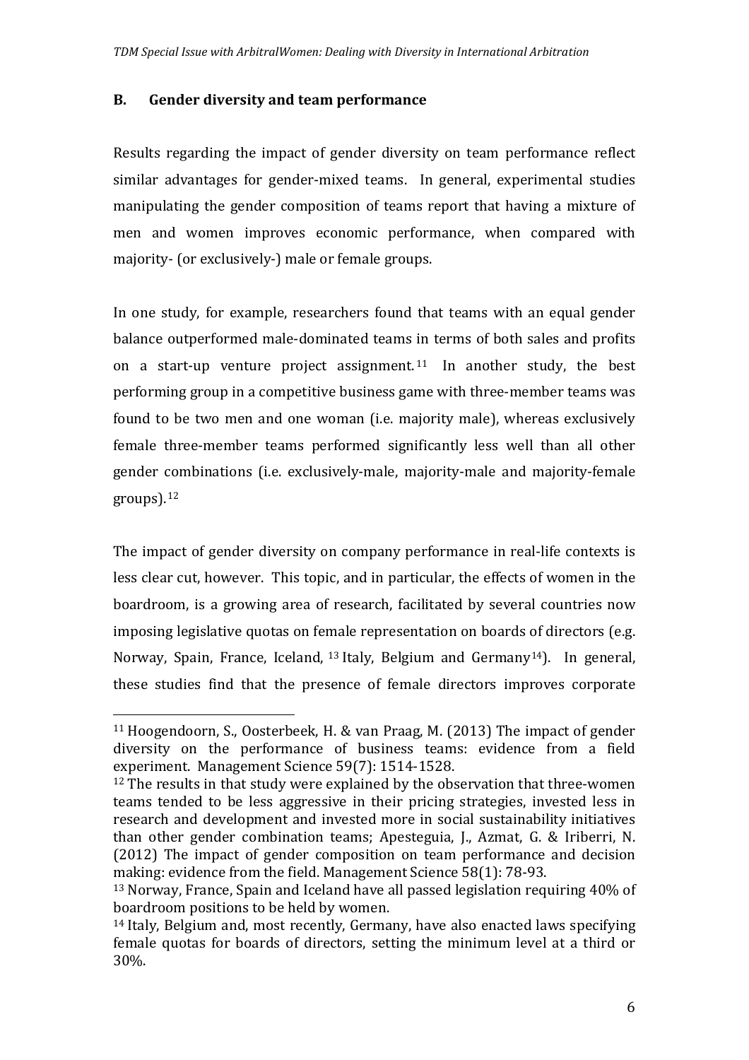## B. Gender diversity and team performance

Results regarding the impact of gender diversity on team performance reflect similar advantages for gender-mixed teams. In general, experimental studies manipulating the gender composition of teams report that having a mixture of men and women improves economic performance, when compared with majority- (or exclusively-) male or female groups.

In one study, for example, researchers found that teams with an equal gender balance outperformed male-dominated teams in terms of both sales and profits on a start-up venture project assignment.[11] In another study, the best performing group in a competitive business game with three-member teams was found to be two men and one woman (i.e. majority male), whereas exclusively female three-member teams performed significantly less well than all other gender combinations (i.e. exclusively-male, majority-male and majority-female groups).[12]

The impact of gender diversity on company performance in real-life contexts is less clear cut, however. This topic, and in particular, the effects of women in the boardroom, is a growing area of research, facilitated by several countries now imposing legislative quotas on female representation on boards of directors (e.g. Norway, Spain, France, Iceland,[13] Italy, Belgium and Germany[14]). In general, these studies find that the presence of female directors improves corporate

---

[11] Hoogendoorn, S., Oosterbeek, H. & van Praag, M. (2013) The impact of gender diversity on the performance of business teams: evidence from a field experiment. Management Science 59(7): 1514-1528.

[12] The results in that study were explained by the observation that three-women teams tended to be less aggressive in their pricing strategies, invested less in research and development and invested more in social sustainability initiatives than other gender combination teams; Apesteguia, J., Azmat, G. & Iriberri, N. (2012) The impact of gender composition on team performance and decision making: evidence from the field. Management Science 58(1): 78-93.

[13] Norway, France, Spain and Iceland have all passed legislation requiring 40% of boardroom positions to be held by women.

[14] Italy, Belgium and, most recently, Germany, have also enacted laws specifying female quotas for boards of directors, setting the minimum level at a third or 30%.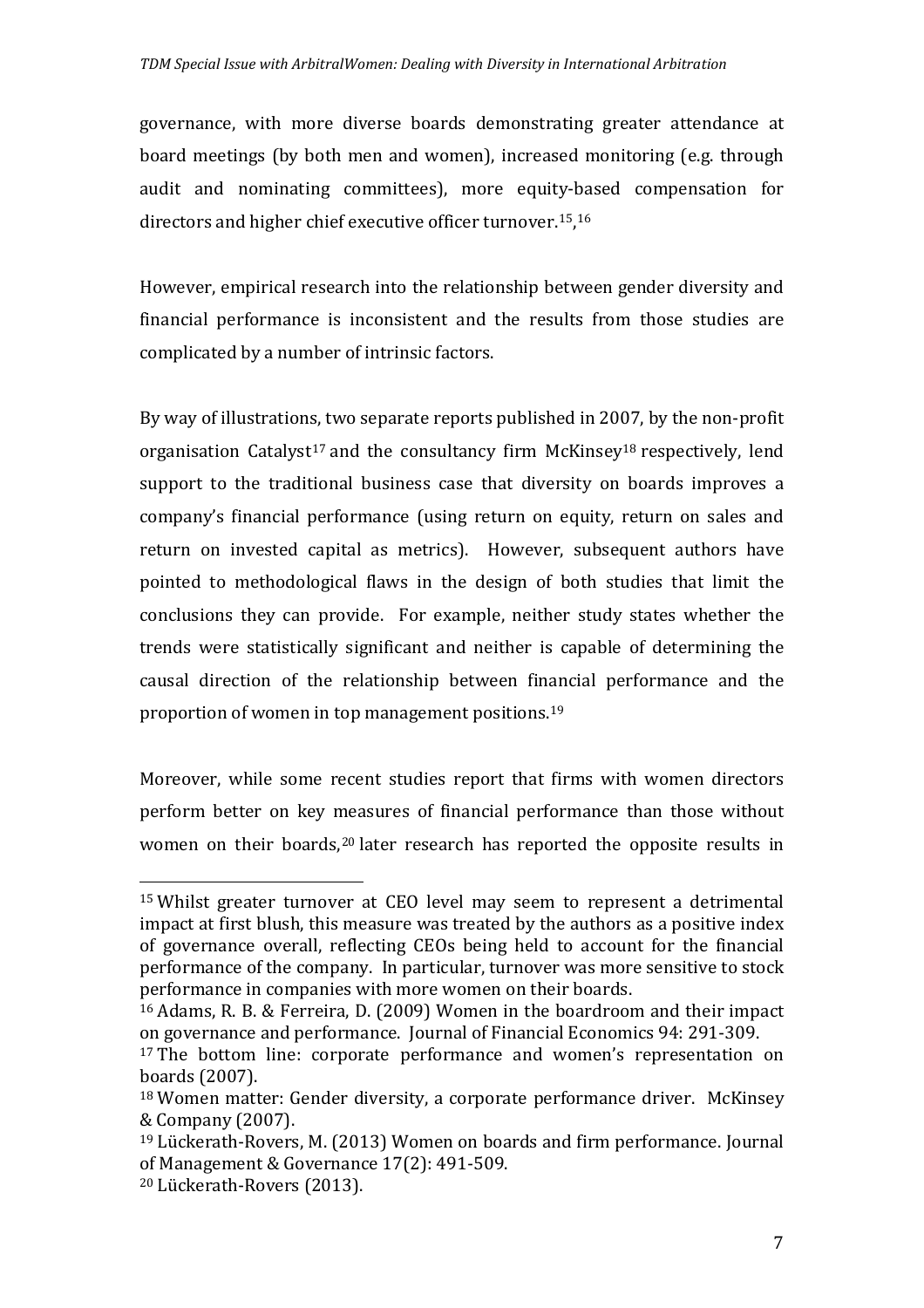governance, with more diverse boards demonstrating greater attendance at board meetings (by both men and women), increased monitoring (e.g. through audit and nominating committees), more equity-based compensation for directors and higher chief executive officer turnover.[15],[16]

However, empirical research into the relationship between gender diversity and financial performance is inconsistent and the results from those studies are complicated by a number of intrinsic factors.

By way of illustrations, two separate reports published in 2007, by the non-profit organisation Catalyst[17] and the consultancy firm McKinsey[18] respectively, lend support to the traditional business case that diversity on boards improves a company's financial performance (using return on equity, return on sales and return on invested capital as metrics). However, subsequent authors have pointed to methodological flaws in the design of both studies that limit the conclusions they can provide. For example, neither study states whether the trends were statistically significant and neither is capable of determining the causal direction of the relationship between financial performance and the proportion of women in top management positions.[19]

Moreover, while some recent studies report that firms with women directors perform better on key measures of financial performance than those without women on their boards,[20] later research has reported the opposite results in

---

[15] Whilst greater turnover at CEO level may seem to represent a detrimental impact at first blush, this measure was treated by the authors as a positive index of governance overall, reflecting CEOs being held to account for the financial performance of the company. In particular, turnover was more sensitive to stock performance in companies with more women on their boards.

[16] Adams, R. B. & Ferreira, D. (2009) Women in the boardroom and their impact on governance and performance. Journal of Financial Economics 94: 291-309.

[17] The bottom line: corporate performance and women's representation on boards (2007).

[18] Women matter: Gender diversity, a corporate performance driver. McKinsey & Company (2007).

[19] Lückerath-Rovers, M. (2013) Women on boards and firm performance. Journal of Management & Governance 17(2): 491-509.

[20] Lückerath-Rovers (2013).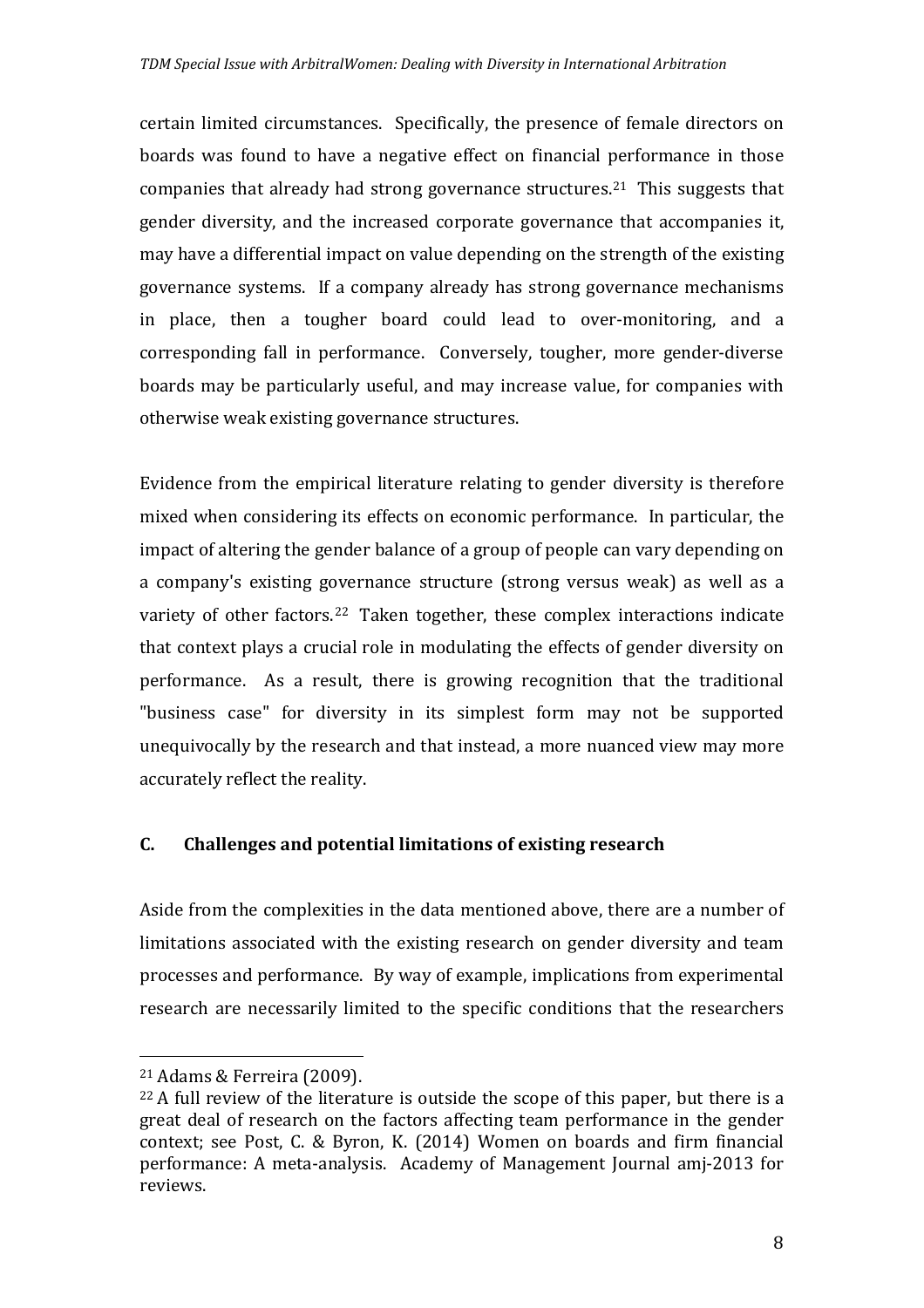certain limited circumstances. Specifically, the presence of female directors on boards was found to have a negative effect on financial performance in those companies that already had strong governance structures.[21] This suggests that gender diversity, and the increased corporate governance that accompanies it, may have a differential impact on value depending on the strength of the existing governance systems. If a company already has strong governance mechanisms in place, then a tougher board could lead to over-monitoring, and a corresponding fall in performance. Conversely, tougher, more gender-diverse boards may be particularly useful, and may increase value, for companies with otherwise weak existing governance structures.

Evidence from the empirical literature relating to gender diversity is therefore mixed when considering its effects on economic performance. In particular, the impact of altering the gender balance of a group of people can vary depending on a company's existing governance structure (strong versus weak) as well as a variety of other factors.[22] Taken together, these complex interactions indicate that context plays a crucial role in modulating the effects of gender diversity on performance. As a result, there is growing recognition that the traditional "business case" for diversity in its simplest form may not be supported unequivocally by the research and that instead, a more nuanced view may more accurately reflect the reality.

## C. Challenges and potential limitations of existing research

Aside from the complexities in the data mentioned above, there are a number of limitations associated with the existing research on gender diversity and team processes and performance. By way of example, implications from experimental research are necessarily limited to the specific conditions that the researchers

---

[21] Adams & Ferreira (2009).

[22] A full review of the literature is outside the scope of this paper, but there is a great deal of research on the factors affecting team performance in the gender context; see Post, C. & Byron, K. (2014) Women on boards and firm financial performance: A meta-analysis. Academy of Management Journal amj-2013 for reviews.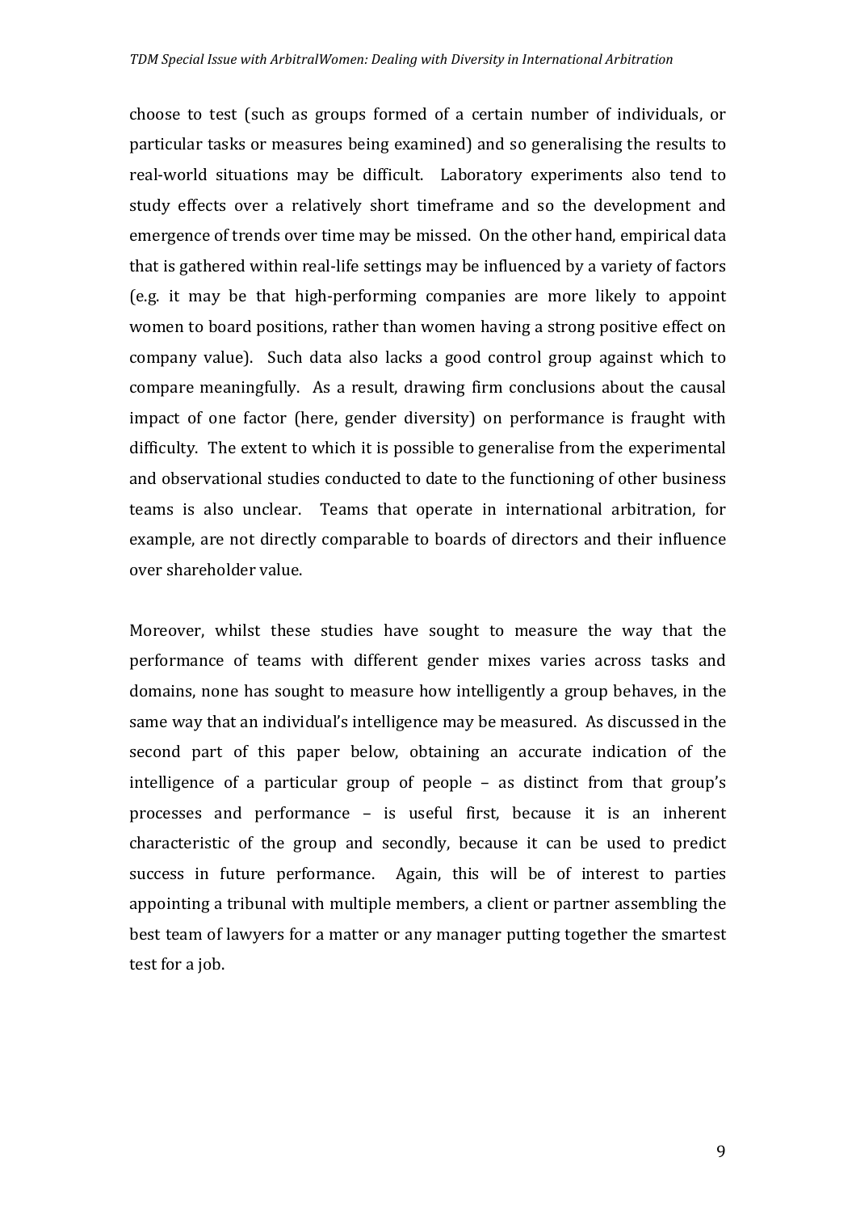choose to test (such as groups formed of a certain number of individuals, or particular tasks or measures being examined) and so generalising the results to real-world situations may be difficult. Laboratory experiments also tend to study effects over a relatively short timeframe and so the development and emergence of trends over time may be missed. On the other hand, empirical data that is gathered within real-life settings may be influenced by a variety of factors (e.g. it may be that high-performing companies are more likely to appoint women to board positions, rather than women having a strong positive effect on company value). Such data also lacks a good control group against which to compare meaningfully. As a result, drawing firm conclusions about the causal impact of one factor (here, gender diversity) on performance is fraught with difficulty. The extent to which it is possible to generalise from the experimental and observational studies conducted to date to the functioning of other business teams is also unclear. Teams that operate in international arbitration, for example, are not directly comparable to boards of directors and their influence over shareholder value.

Moreover, whilst these studies have sought to measure the way that the performance of teams with different gender mixes varies across tasks and domains, none has sought to measure how intelligently a group behaves, in the same way that an individual's intelligence may be measured. As discussed in the second part of this paper below, obtaining an accurate indication of the intelligence of a particular group of people – as distinct from that group's processes and performance – is useful first, because it is an inherent characteristic of the group and secondly, because it can be used to predict success in future performance. Again, this will be of interest to parties appointing a tribunal with multiple members, a client or partner assembling the best team of lawyers for a matter or any manager putting together the smartest test for a job.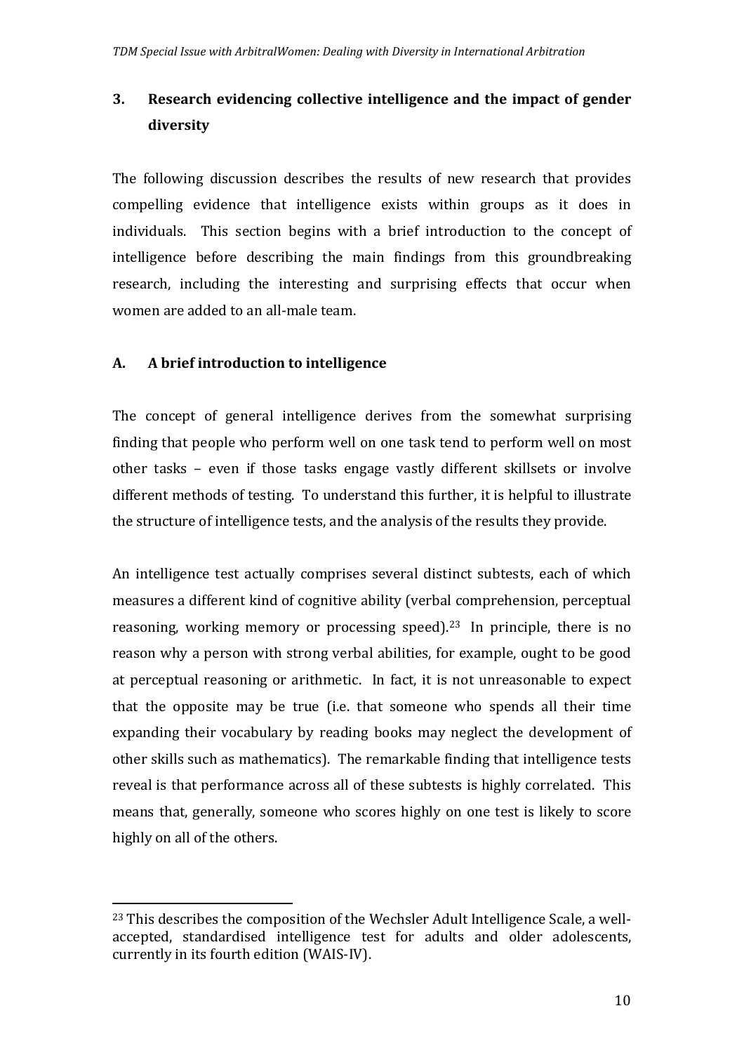## 3. Research evidencing collective intelligence and the impact of gender diversity

The following discussion describes the results of new research that provides compelling evidence that intelligence exists within groups as it does in individuals. This section begins with a brief introduction to the concept of intelligence before describing the main findings from this groundbreaking research, including the interesting and surprising effects that occur when women are added to an all-male team.

### A. A brief introduction to intelligence

The concept of general intelligence derives from the somewhat surprising finding that people who perform well on one task tend to perform well on most other tasks – even if those tasks engage vastly different skillsets or involve different methods of testing. To understand this further, it is helpful to illustrate the structure of intelligence tests, and the analysis of the results they provide.

An intelligence test actually comprises several distinct subtests, each of which measures a different kind of cognitive ability (verbal comprehension, perceptual reasoning, working memory or processing speed).[23] In principle, there is no reason why a person with strong verbal abilities, for example, ought to be good at perceptual reasoning or arithmetic. In fact, it is not unreasonable to expect that the opposite may be true (i.e. that someone who spends all their time expanding their vocabulary by reading books may neglect the development of other skills such as mathematics). The remarkable finding that intelligence tests reveal is that performance across all of these subtests is highly correlated. This means that, generally, someone who scores highly on one test is likely to score highly on all of the others.

---

[23] This describes the composition of the Wechsler Adult Intelligence Scale, a well-accepted, standardised intelligence test for adults and older adolescents, currently in its fourth edition (WAIS-IV).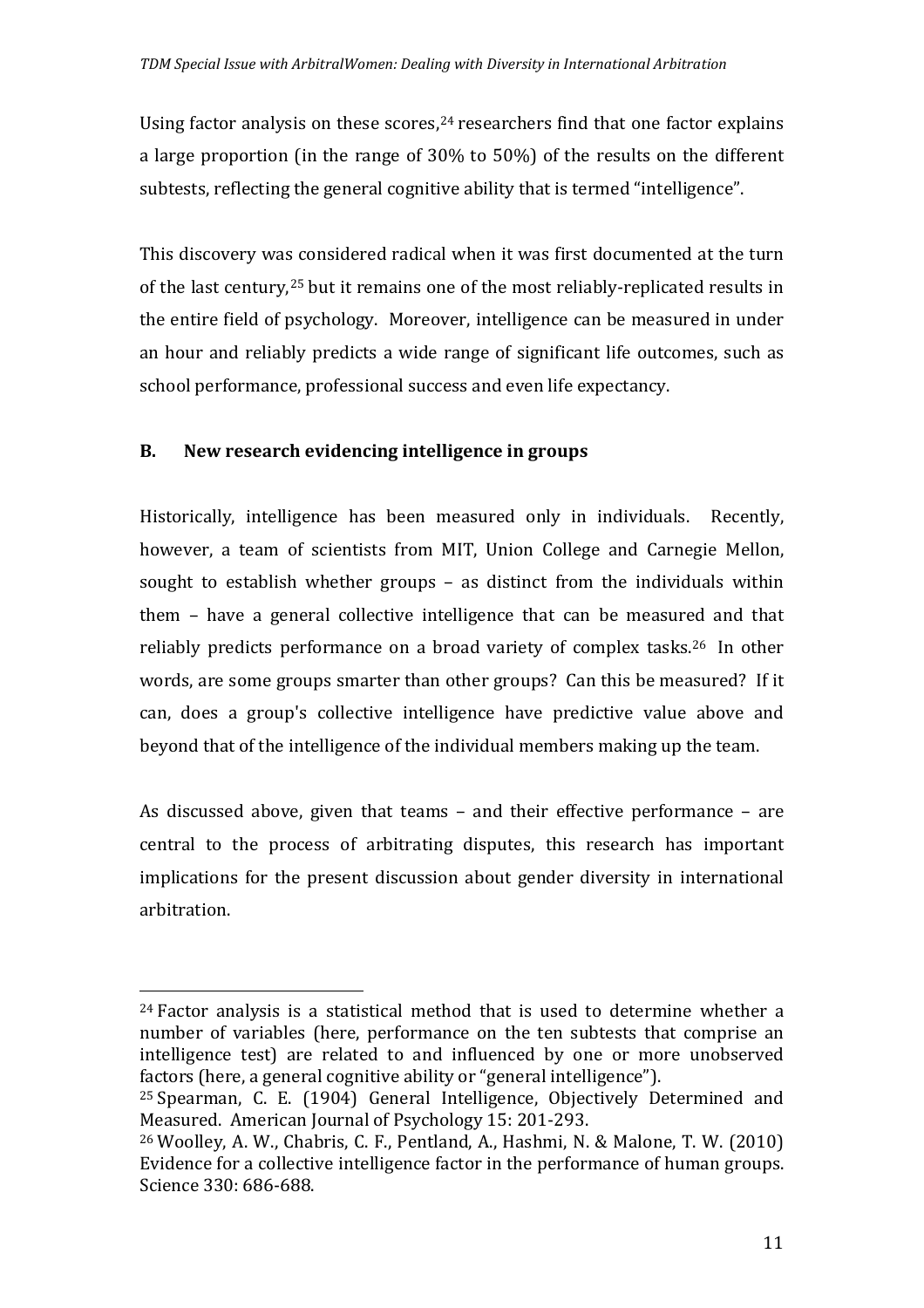Using factor analysis on these scores,[24] researchers find that one factor explains a large proportion (in the range of 30% to 50%) of the results on the different subtests, reflecting the general cognitive ability that is termed "intelligence".

This discovery was considered radical when it was first documented at the turn of the last century,[25] but it remains one of the most reliably-replicated results in the entire field of psychology. Moreover, intelligence can be measured in under an hour and reliably predicts a wide range of significant life outcomes, such as school performance, professional success and even life expectancy.

### B. New research evidencing intelligence in groups

Historically, intelligence has been measured only in individuals. Recently, however, a team of scientists from MIT, Union College and Carnegie Mellon, sought to establish whether groups – as distinct from the individuals within them – have a general collective intelligence that can be measured and that reliably predicts performance on a broad variety of complex tasks.[26] In other words, are some groups smarter than other groups? Can this be measured? If it can, does a group's collective intelligence have predictive value above and beyond that of the intelligence of the individual members making up the team.

As discussed above, given that teams – and their effective performance – are central to the process of arbitrating disputes, this research has important implications for the present discussion about gender diversity in international arbitration.

---

[24] Factor analysis is a statistical method that is used to determine whether a number of variables (here, performance on the ten subtests that comprise an intelligence test) are related to and influenced by one or more unobserved factors (here, a general cognitive ability or "general intelligence").

[25] Spearman, C. E. (1904) General Intelligence, Objectively Determined and Measured. American Journal of Psychology 15: 201-293.

[26] Woolley, A. W., Chabris, C. F., Pentland, A., Hashmi, N. & Malone, T. W. (2010) Evidence for a collective intelligence factor in the performance of human groups. Science 330: 686-688.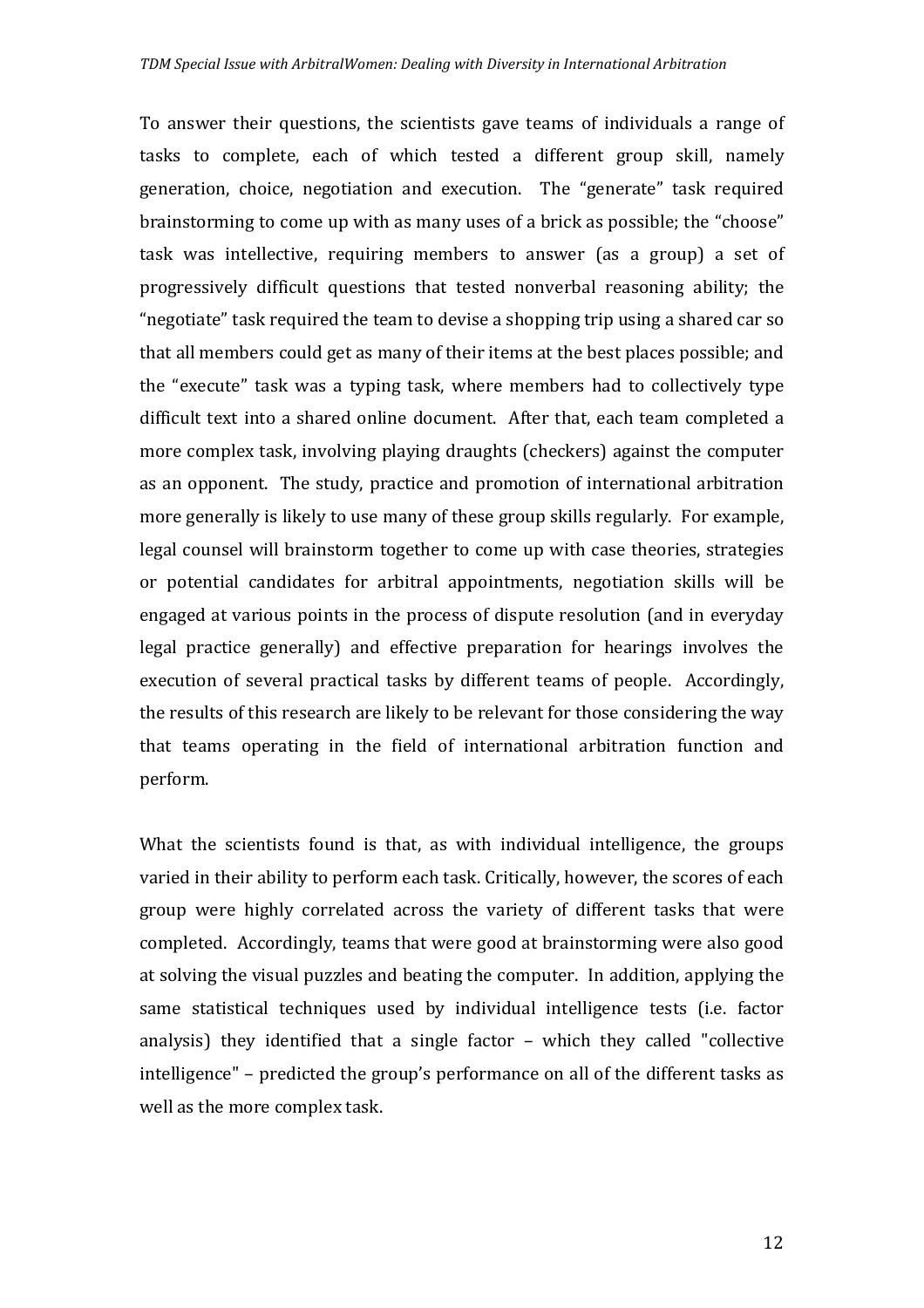To answer their questions, the scientists gave teams of individuals a range of tasks to complete, each of which tested a different group skill, namely generation, choice, negotiation and execution. The "generate" task required brainstorming to come up with as many uses of a brick as possible; the "choose" task was intellective, requiring members to answer (as a group) a set of progressively difficult questions that tested nonverbal reasoning ability; the "negotiate" task required the team to devise a shopping trip using a shared car so that all members could get as many of their items at the best places possible; and the "execute" task was a typing task, where members had to collectively type difficult text into a shared online document. After that, each team completed a more complex task, involving playing draughts (checkers) against the computer as an opponent. The study, practice and promotion of international arbitration more generally is likely to use many of these group skills regularly. For example, legal counsel will brainstorm together to come up with case theories, strategies or potential candidates for arbitral appointments, negotiation skills will be engaged at various points in the process of dispute resolution (and in everyday legal practice generally) and effective preparation for hearings involves the execution of several practical tasks by different teams of people. Accordingly, the results of this research are likely to be relevant for those considering the way that teams operating in the field of international arbitration function and perform.

What the scientists found is that, as with individual intelligence, the groups varied in their ability to perform each task. Critically, however, the scores of each group were highly correlated across the variety of different tasks that were completed. Accordingly, teams that were good at brainstorming were also good at solving the visual puzzles and beating the computer. In addition, applying the same statistical techniques used by individual intelligence tests (i.e. factor analysis) they identified that a single factor – which they called "collective intelligence" – predicted the group's performance on all of the different tasks as well as the more complex task.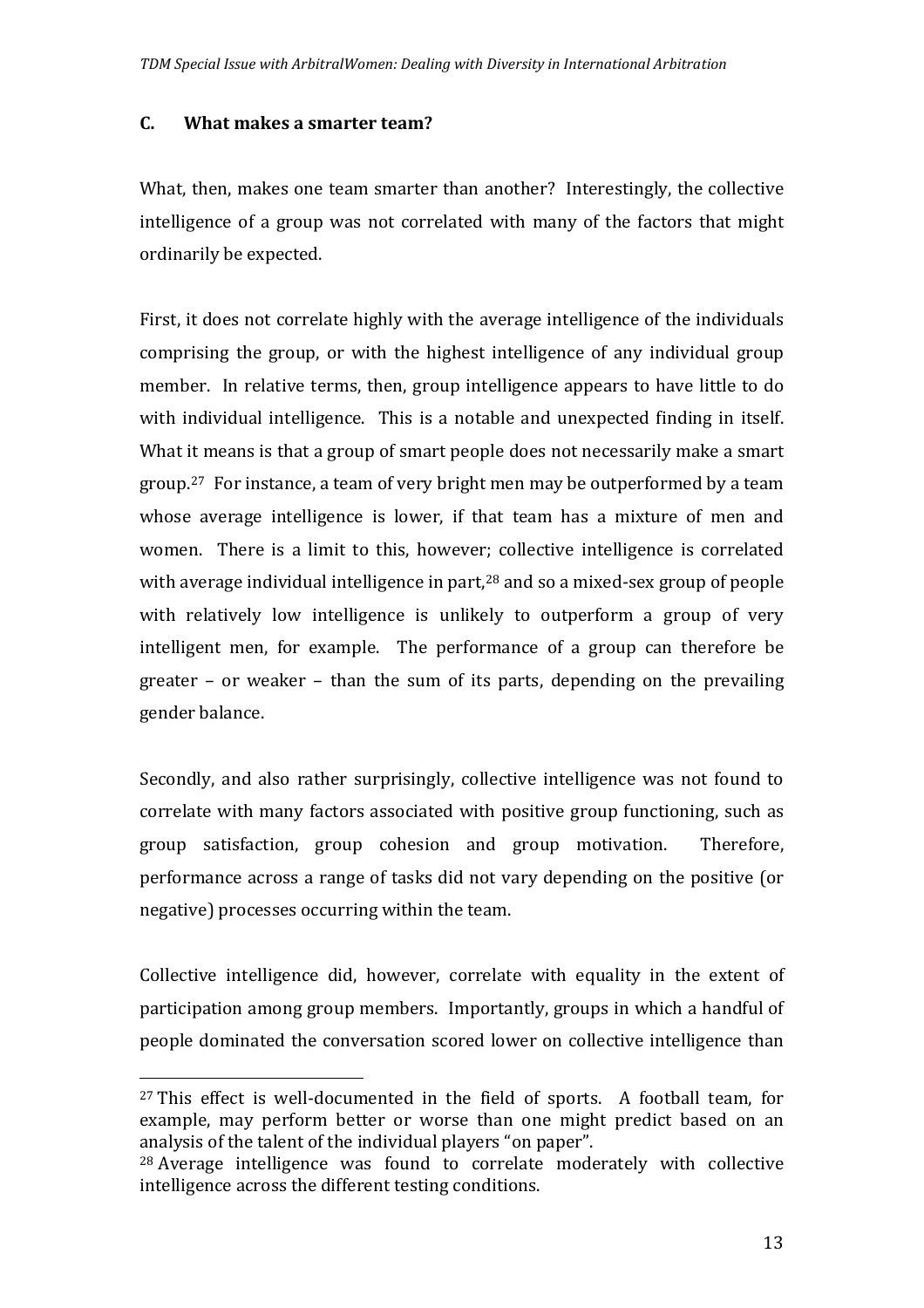### C. What makes a smarter team?

What, then, makes one team smarter than another? Interestingly, the collective intelligence of a group was not correlated with many of the factors that might ordinarily be expected.

First, it does not correlate highly with the average intelligence of the individuals comprising the group, or with the highest intelligence of any individual group member. In relative terms, then, group intelligence appears to have little to do with individual intelligence. This is a notable and unexpected finding in itself. What it means is that a group of smart people does not necessarily make a smart group.[27] For instance, a team of very bright men may be outperformed by a team whose average intelligence is lower, if that team has a mixture of men and women. There is a limit to this, however; collective intelligence is correlated with average individual intelligence in part,[28] and so a mixed-sex group of people with relatively low intelligence is unlikely to outperform a group of very intelligent men, for example. The performance of a group can therefore be greater – or weaker – than the sum of its parts, depending on the prevailing gender balance.

Secondly, and also rather surprisingly, collective intelligence was not found to correlate with many factors associated with positive group functioning, such as group satisfaction, group cohesion and group motivation. Therefore, performance across a range of tasks did not vary depending on the positive (or negative) processes occurring within the team.

Collective intelligence did, however, correlate with equality in the extent of participation among group members. Importantly, groups in which a handful of people dominated the conversation scored lower on collective intelligence than

---

[27] This effect is well-documented in the field of sports. A football team, for example, may perform better or worse than one might predict based on an analysis of the talent of the individual players "on paper".

[28] Average intelligence was found to correlate moderately with collective intelligence across the different testing conditions.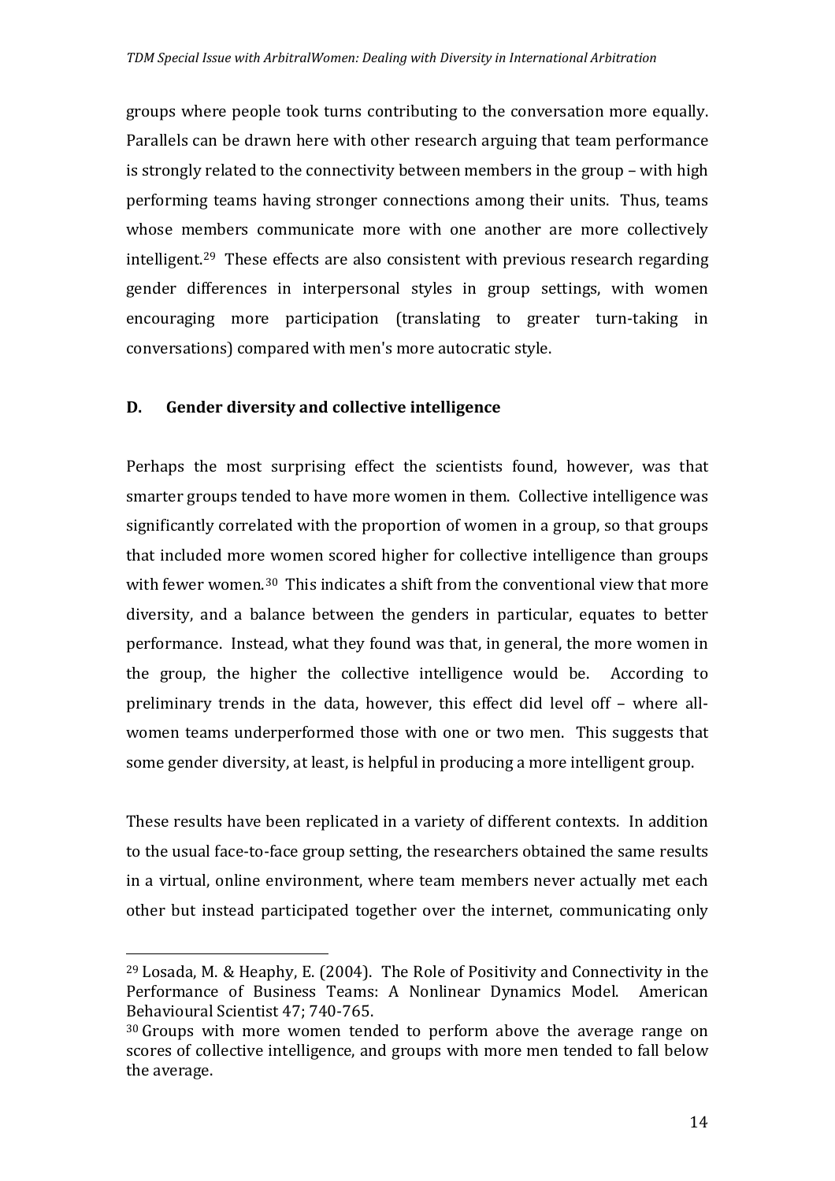groups where people took turns contributing to the conversation more equally. Parallels can be drawn here with other research arguing that team performance is strongly related to the connectivity between members in the group – with high performing teams having stronger connections among their units. Thus, teams whose members communicate more with one another are more collectively intelligent.[29] These effects are also consistent with previous research regarding gender differences in interpersonal styles in group settings, with women encouraging more participation (translating to greater turn-taking in conversations) compared with men's more autocratic style.

### D. Gender diversity and collective intelligence

Perhaps the most surprising effect the scientists found, however, was that smarter groups tended to have more women in them. Collective intelligence was significantly correlated with the proportion of women in a group, so that groups that included more women scored higher for collective intelligence than groups with fewer women.[30] This indicates a shift from the conventional view that more diversity, and a balance between the genders in particular, equates to better performance. Instead, what they found was that, in general, the more women in the group, the higher the collective intelligence would be. According to preliminary trends in the data, however, this effect did level off – where all-women teams underperformed those with one or two men. This suggests that some gender diversity, at least, is helpful in producing a more intelligent group.

These results have been replicated in a variety of different contexts. In addition to the usual face-to-face group setting, the researchers obtained the same results in a virtual, online environment, where team members never actually met each other but instead participated together over the internet, communicating only

---

[29] Losada, M. & Heaphy, E. (2004). The Role of Positivity and Connectivity in the Performance of Business Teams: A Nonlinear Dynamics Model. American Behavioural Scientist 47; 740-765.

[30] Groups with more women tended to perform above the average range on scores of collective intelligence, and groups with more men tended to fall below the average.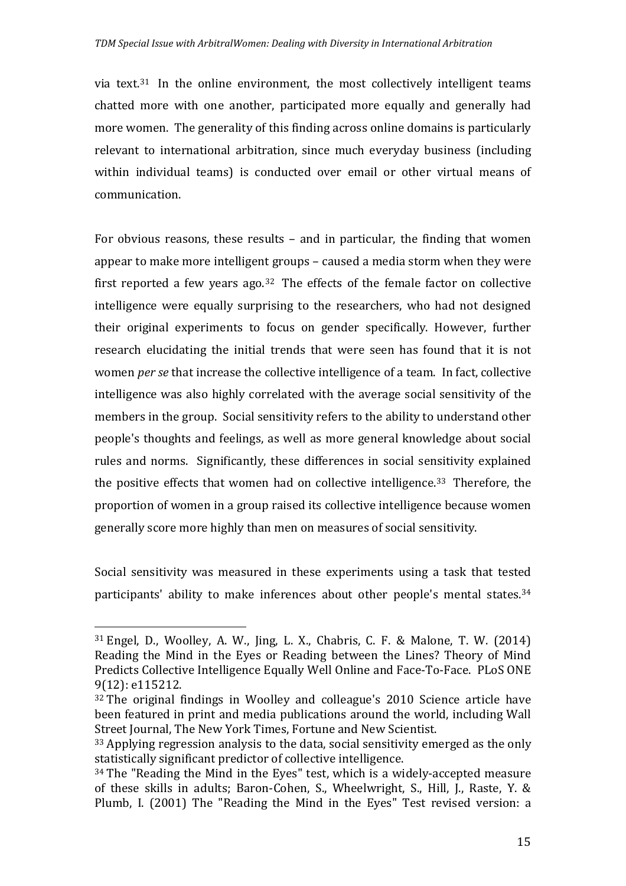via text.[31] In the online environment, the most collectively intelligent teams chatted more with one another, participated more equally and generally had more women. The generality of this finding across online domains is particularly relevant to international arbitration, since much everyday business (including within individual teams) is conducted over email or other virtual means of communication.

For obvious reasons, these results – and in particular, the finding that women appear to make more intelligent groups – caused a media storm when they were first reported a few years ago.[32] The effects of the female factor on collective intelligence were equally surprising to the researchers, who had not designed their original experiments to focus on gender specifically. However, further research elucidating the initial trends that were seen has found that it is not women *per se* that increase the collective intelligence of a team. In fact, collective intelligence was also highly correlated with the average social sensitivity of the members in the group. Social sensitivity refers to the ability to understand other people's thoughts and feelings, as well as more general knowledge about social rules and norms. Significantly, these differences in social sensitivity explained the positive effects that women had on collective intelligence.[33] Therefore, the proportion of women in a group raised its collective intelligence because women generally score more highly than men on measures of social sensitivity.

Social sensitivity was measured in these experiments using a task that tested participants' ability to make inferences about other people's mental states.[34]

---

[31] Engel, D., Woolley, A. W., Jing, L. X., Chabris, C. F. & Malone, T. W. (2014) Reading the Mind in the Eyes or Reading between the Lines? Theory of Mind Predicts Collective Intelligence Equally Well Online and Face-To-Face. PLoS ONE 9(12): e115212.

[32] The original findings in Woolley and colleague's 2010 Science article have been featured in print and media publications around the world, including Wall Street Journal, The New York Times, Fortune and New Scientist.

[33] Applying regression analysis to the data, social sensitivity emerged as the only statistically significant predictor of collective intelligence.

[34] The "Reading the Mind in the Eyes" test, which is a widely-accepted measure of these skills in adults; Baron-Cohen, S., Wheelwright, S., Hill, J., Raste, Y. & Plumb, I. (2001) The "Reading the Mind in the Eyes" Test revised version: a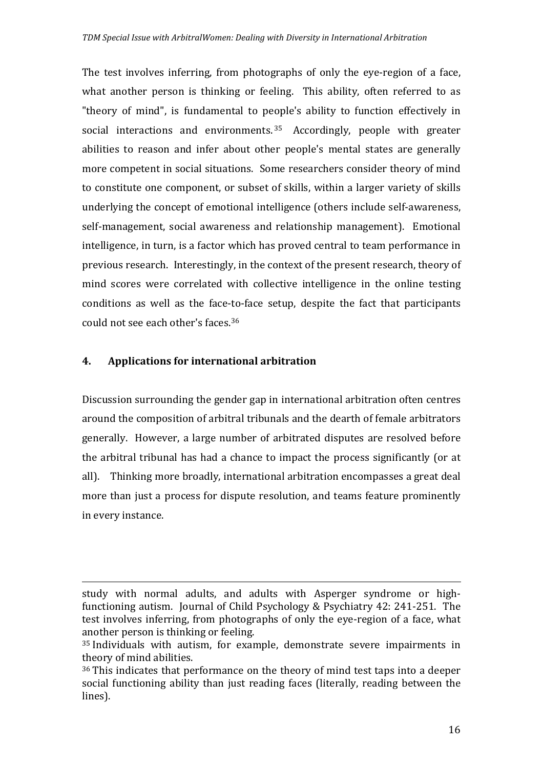The test involves inferring, from photographs of only the eye-region of a face, what another person is thinking or feeling. This ability, often referred to as "theory of mind", is fundamental to people's ability to function effectively in social interactions and environments.[35] Accordingly, people with greater abilities to reason and infer about other people's mental states are generally more competent in social situations. Some researchers consider theory of mind to constitute one component, or subset of skills, within a larger variety of skills underlying the concept of emotional intelligence (others include self-awareness, self-management, social awareness and relationship management). Emotional intelligence, in turn, is a factor which has proved central to team performance in previous research. Interestingly, in the context of the present research, theory of mind scores were correlated with collective intelligence in the online testing conditions as well as the face-to-face setup, despite the fact that participants could not see each other's faces.[36]

## 4. Applications for international arbitration

Discussion surrounding the gender gap in international arbitration often centres around the composition of arbitral tribunals and the dearth of female arbitrators generally. However, a large number of arbitrated disputes are resolved before the arbitral tribunal has had a chance to impact the process significantly (or at all). Thinking more broadly, international arbitration encompasses a great deal more than just a process for dispute resolution, and teams feature prominently in every instance.

---

study with normal adults, and adults with Asperger syndrome or high-functioning autism. Journal of Child Psychology & Psychiatry 42: 241-251. The test involves inferring, from photographs of only the eye-region of a face, what another person is thinking or feeling.

[35] Individuals with autism, for example, demonstrate severe impairments in theory of mind abilities.

[36] This indicates that performance on the theory of mind test taps into a deeper social functioning ability than just reading faces (literally, reading between the lines).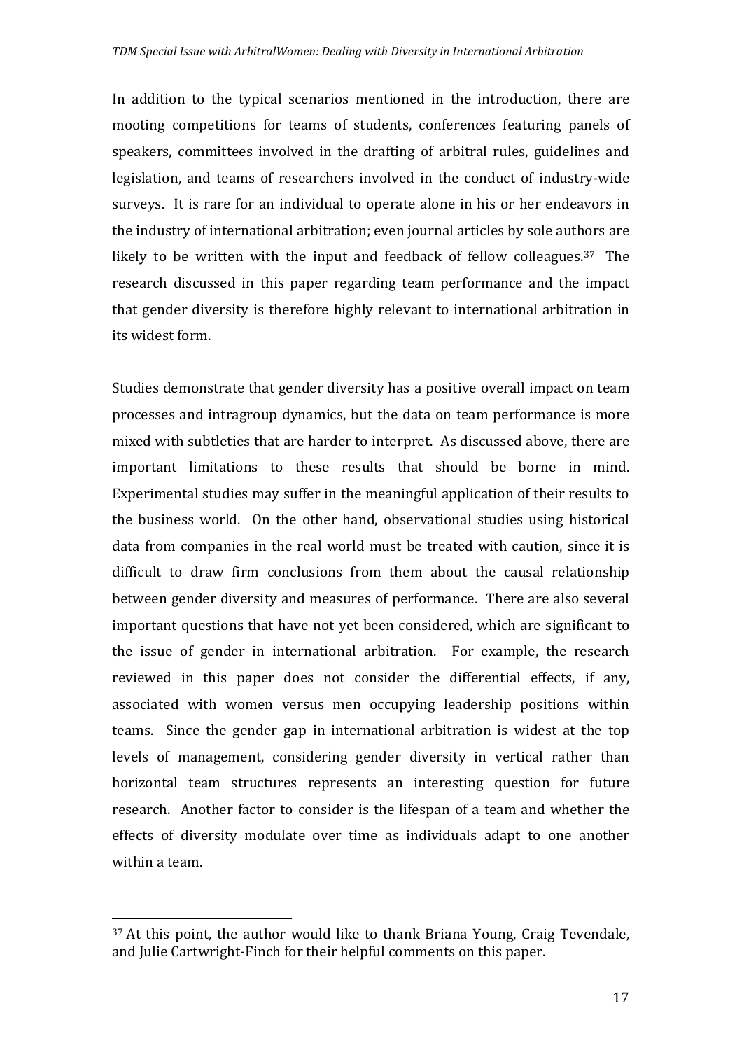In addition to the typical scenarios mentioned in the introduction, there are mooting competitions for teams of students, conferences featuring panels of speakers, committees involved in the drafting of arbitral rules, guidelines and legislation, and teams of researchers involved in the conduct of industry-wide surveys. It is rare for an individual to operate alone in his or her endeavors in the industry of international arbitration; even journal articles by sole authors are likely to be written with the input and feedback of fellow colleagues.[37] The research discussed in this paper regarding team performance and the impact that gender diversity is therefore highly relevant to international arbitration in its widest form.

Studies demonstrate that gender diversity has a positive overall impact on team processes and intragroup dynamics, but the data on team performance is more mixed with subtleties that are harder to interpret. As discussed above, there are important limitations to these results that should be borne in mind. Experimental studies may suffer in the meaningful application of their results to the business world. On the other hand, observational studies using historical data from companies in the real world must be treated with caution, since it is difficult to draw firm conclusions from them about the causal relationship between gender diversity and measures of performance. There are also several important questions that have not yet been considered, which are significant to the issue of gender in international arbitration. For example, the research reviewed in this paper does not consider the differential effects, if any, associated with women versus men occupying leadership positions within teams. Since the gender gap in international arbitration is widest at the top levels of management, considering gender diversity in vertical rather than horizontal team structures represents an interesting question for future research. Another factor to consider is the lifespan of a team and whether the effects of diversity modulate over time as individuals adapt to one another within a team.

---

[37] At this point, the author would like to thank Briana Young, Craig Tevendale, and Julie Cartwright-Finch for their helpful comments on this paper.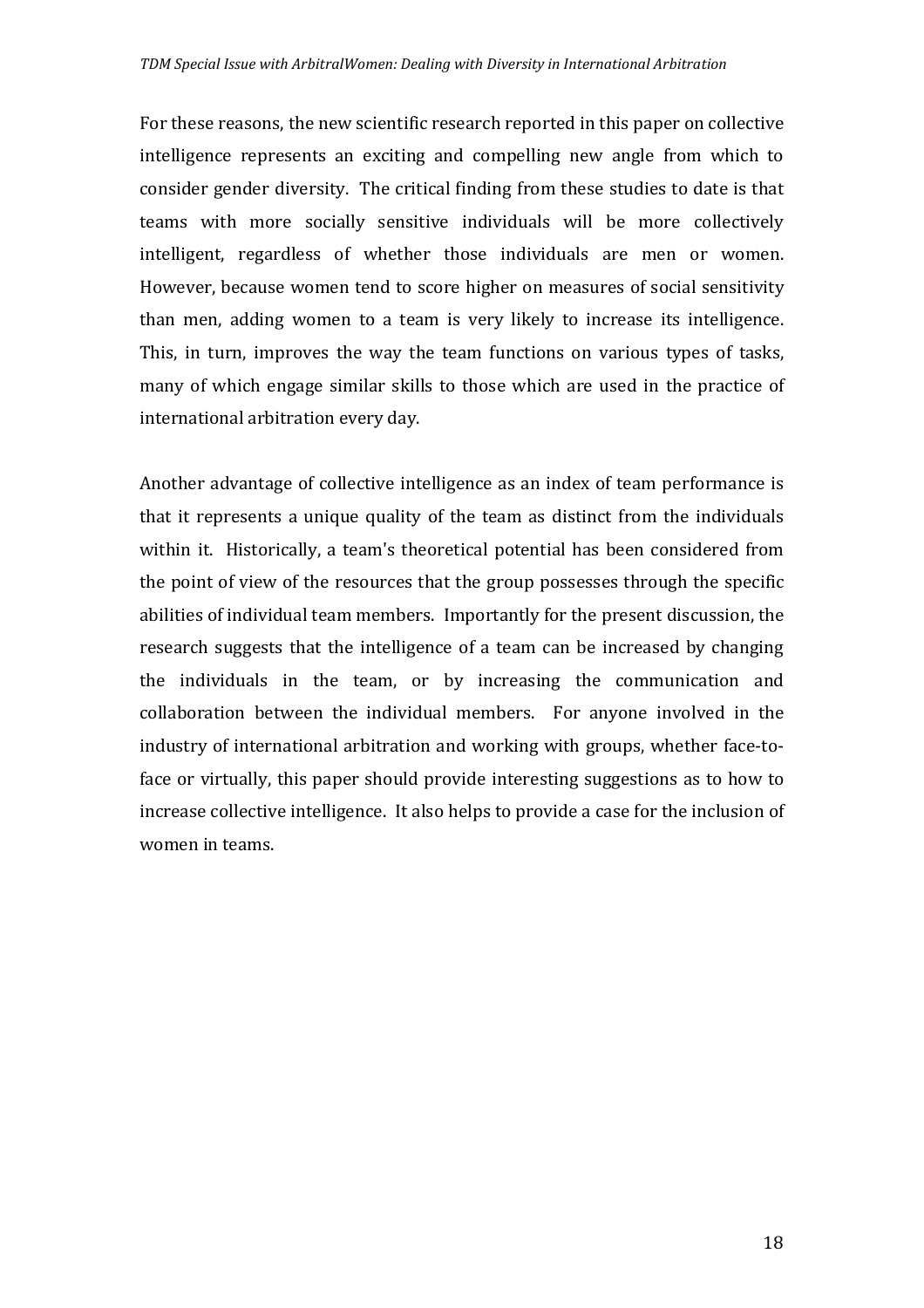For these reasons, the new scientific research reported in this paper on collective intelligence represents an exciting and compelling new angle from which to consider gender diversity. The critical finding from these studies to date is that teams with more socially sensitive individuals will be more collectively intelligent, regardless of whether those individuals are men or women. However, because women tend to score higher on measures of social sensitivity than men, adding women to a team is very likely to increase its intelligence. This, in turn, improves the way the team functions on various types of tasks, many of which engage similar skills to those which are used in the practice of international arbitration every day.

Another advantage of collective intelligence as an index of team performance is that it represents a unique quality of the team as distinct from the individuals within it. Historically, a team's theoretical potential has been considered from the point of view of the resources that the group possesses through the specific abilities of individual team members. Importantly for the present discussion, the research suggests that the intelligence of a team can be increased by changing the individuals in the team, or by increasing the communication and collaboration between the individual members. For anyone involved in the industry of international arbitration and working with groups, whether face-to-face or virtually, this paper should provide interesting suggestions as to how to increase collective intelligence. It also helps to provide a case for the inclusion of women in teams.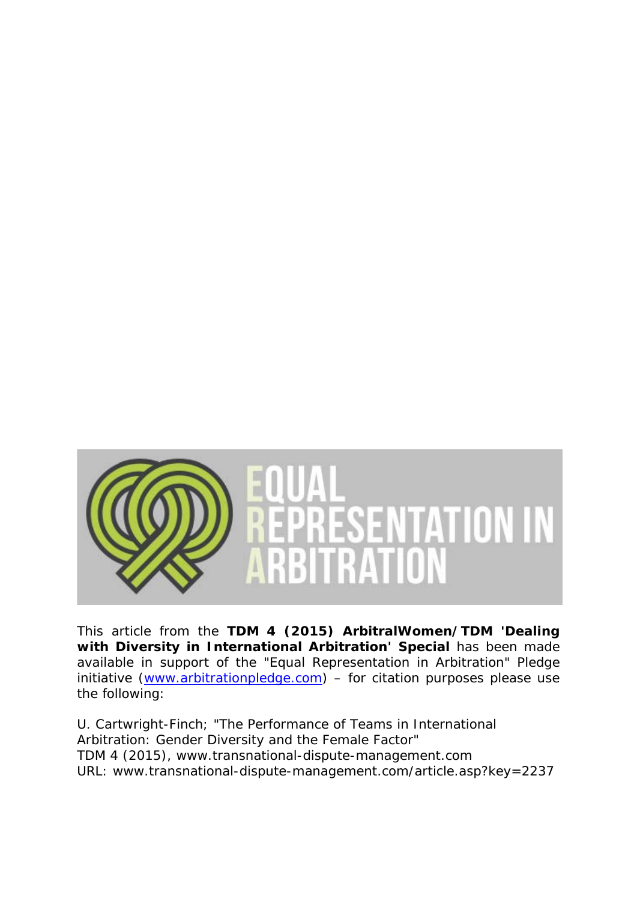This article from the **TDM 4 (2015) ArbitralWomen/TDM 'Dealing with Diversity in International Arbitration' Special** has been made available in support of the "Equal Representation in Arbitration" Pledge initiative (www.arbitrationpledge.com) – for citation purposes please use the following:

U. Cartwright-Finch; "The Performance of Teams in International Arbitration: Gender Diversity and the Female Factor"
TDM 4 (2015), www.transnational-dispute-management.com
URL: www.transnational-dispute-management.com/article.asp?key=2237